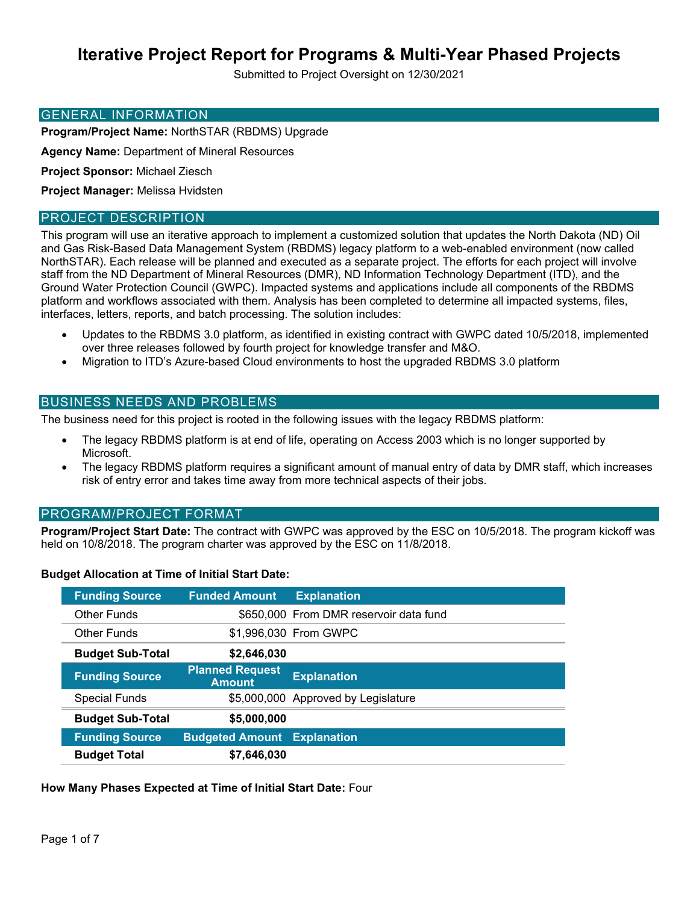# Iterative Project Report for Programs & Multi-Year Phased Projects

Submitted to Project Oversight on 12/30/2021

## GENERAL INFORMATION

**Program/Project Name:** NorthSTAR (RBDMS) Upgrade

**Agency Name:** Department of Mineral Resources

**Project Sponsor:** Michael Ziesch

**Project Manager:** Melissa Hvidsten

## PROJECT DESCRIPTION

This program will use an iterative approach to implement a customized solution that updates the North Dakota (ND) Oil and Gas Risk-Based Data Management System (RBDMS) legacy platform to a web-enabled environment (now called NorthSTAR). Each release will be planned and executed as a separate project. The efforts for each project will involve staff from the ND Department of Mineral Resources (DMR), ND Information Technology Department (ITD), and the Ground Water Protection Council (GWPC). Impacted systems and applications include all components of the RBDMS platform and workflows associated with them. Analysis has been completed to determine all impacted systems, files, interfaces, letters, reports, and batch processing. The solution includes:

- Updates to the RBDMS 3.0 platform, as identified in existing contract with GWPC dated 10/5/2018, implemented over three releases followed by fourth project for knowledge transfer and M&O.
- Migration to ITD's Azure-based Cloud environments to host the upgraded RBDMS 3.0 platform

## BUSINESS NEEDS AND PROBLEMS

The business need for this project is rooted in the following issues with the legacy RBDMS platform:

- The legacy RBDMS platform is at end of life, operating on Access 2003 which is no longer supported by Microsoft.
- The legacy RBDMS platform requires a significant amount of manual entry of data by DMR staff, which increases risk of entry error and takes time away from more technical aspects of their jobs.

## PROGRAM/PROJECT FORMAT

**Program/Project Start Date:** The contract with GWPC was approved by the ESC on 10/5/2018. The program kickoff was held on 10/8/2018. The program charter was approved by the ESC on 11/8/2018.

**Budget Allocation at Time of Initial Start Date:**

| Funding Source | Funded Amount | Explanation |
|---|---|---|
| Other Funds | $650,000 | From DMR reservoir data fund |
| Other Funds | $1,996,030 | From GWPC |
| **Budget Sub-Total** | **$2,646,030** | |
| **Funding Source** | **Planned Request Amount** | **Explanation** |
| Special Funds | $5,000,000 | Approved by Legislature |
| **Budget Sub-Total** | **$5,000,000** | |
| **Funding Source** | **Budgeted Amount** | **Explanation** |
| **Budget Total** | **$7,646,030** | |

**How Many Phases Expected at Time of Initial Start Date:** Four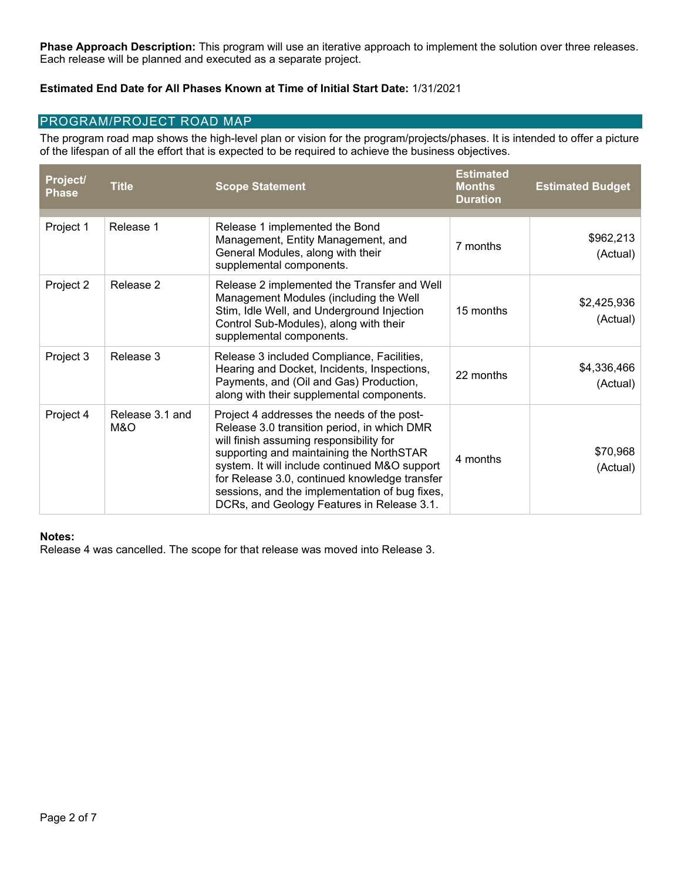**Phase Approach Description:** This program will use an iterative approach to implement the solution over three releases. Each release will be planned and executed as a separate project.

**Estimated End Date for All Phases Known at Time of Initial Start Date:** 1/31/2021

## PROGRAM/PROJECT ROAD MAP

The program road map shows the high-level plan or vision for the program/projects/phases. It is intended to offer a picture of the lifespan of all the effort that is expected to be required to achieve the business objectives.

| Project/ Phase | Title | Scope Statement | Estimated Months Duration | Estimated Budget |
|---|---|---|---|---|
| Project 1 | Release 1 | Release 1 implemented the Bond Management, Entity Management, and General Modules, along with their supplemental components. | 7 months | $962,213 (Actual) |
| Project 2 | Release 2 | Release 2 implemented the Transfer and Well Management Modules (including the Well Stim, Idle Well, and Underground Injection Control Sub-Modules), along with their supplemental components. | 15 months | $2,425,936 (Actual) |
| Project 3 | Release 3 | Release 3 included Compliance, Facilities, Hearing and Docket, Incidents, Inspections, Payments, and (Oil and Gas) Production, along with their supplemental components. | 22 months | $4,336,466 (Actual) |
| Project 4 | Release 3.1 and M&O | Project 4 addresses the needs of the post-Release 3.0 transition period, in which DMR will finish assuming responsibility for supporting and maintaining the NorthSTAR system. It will include continued M&O support for Release 3.0, continued knowledge transfer sessions, and the implementation of bug fixes, DCRs, and Geology Features in Release 3.1. | 4 months | $70,968 (Actual) |

**Notes:**
Release 4 was cancelled. The scope for that release was moved into Release 3.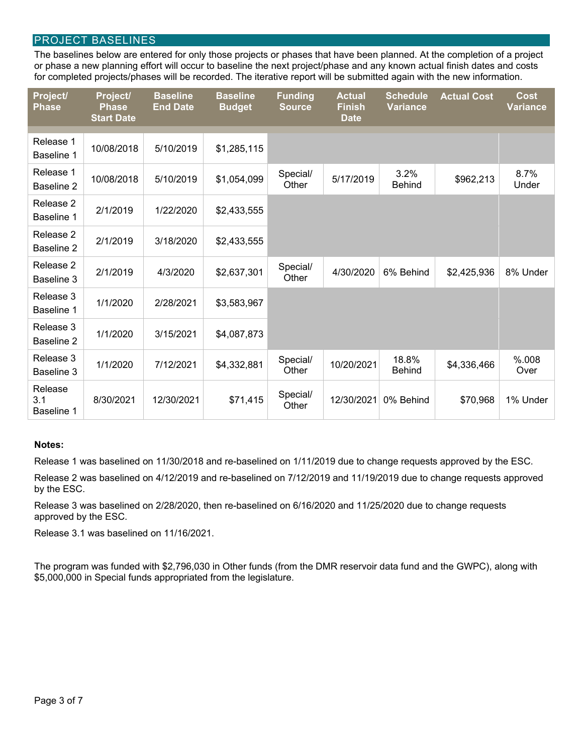## PROJECT BASELINES

The baselines below are entered for only those projects or phases that have been planned. At the completion of a project or phase a new planning effort will occur to baseline the next project/phase and any known actual finish dates and costs for completed projects/phases will be recorded. The iterative report will be submitted again with the new information.

| Project/ Phase | Project/ Phase Start Date | Baseline End Date | Baseline Budget | Funding Source | Actual Finish Date | Schedule Variance | Actual Cost | Cost Variance |
|---|---|---|---|---|---|---|---|---|
| Release 1 Baseline 1 | 10/08/2018 | 5/10/2019 | $1,285,115 | | | | | |
| Release 1 Baseline 2 | 10/08/2018 | 5/10/2019 | $1,054,099 | Special/ Other | 5/17/2019 | 3.2% Behind | $962,213 | 8.7% Under |
| Release 2 Baseline 1 | 2/1/2019 | 1/22/2020 | $2,433,555 | | | | | |
| Release 2 Baseline 2 | 2/1/2019 | 3/18/2020 | $2,433,555 | | | | | |
| Release 2 Baseline 3 | 2/1/2019 | 4/3/2020 | $2,637,301 | Special/ Other | 4/30/2020 | 6% Behind | $2,425,936 | 8% Under |
| Release 3 Baseline 1 | 1/1/2020 | 2/28/2021 | $3,583,967 | | | | | |
| Release 3 Baseline 2 | 1/1/2020 | 3/15/2021 | $4,087,873 | | | | | |
| Release 3 Baseline 3 | 1/1/2020 | 7/12/2021 | $4,332,881 | Special/ Other | 10/20/2021 | 18.8% Behind | $4,336,466 | %.008 Over |
| Release 3.1 Baseline 1 | 8/30/2021 | 12/30/2021 | $71,415 | Special/ Other | 12/30/2021 | 0% Behind | $70,968 | 1% Under |

**Notes:**

Release 1 was baselined on 11/30/2018 and re-baselined on 1/11/2019 due to change requests approved by the ESC.

Release 2 was baselined on 4/12/2019 and re-baselined on 7/12/2019 and 11/19/2019 due to change requests approved by the ESC.

Release 3 was baselined on 2/28/2020, then re-baselined on 6/16/2020 and 11/25/2020 due to change requests approved by the ESC.

Release 3.1 was baselined on 11/16/2021.

The program was funded with $2,796,030 in Other funds (from the DMR reservoir data fund and the GWPC), along with $5,000,000 in Special funds appropriated from the legislature.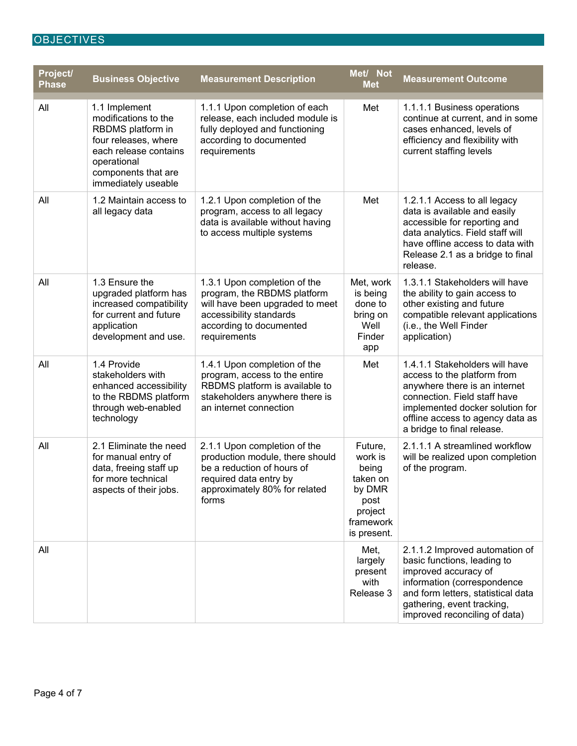## OBJECTIVES

| Project/ Phase | Business Objective | Measurement Description | Met/ Not Met | Measurement Outcome |
|---|---|---|---|---|
| All | 1.1 Implement modifications to the RBDMS platform in four releases, where each release contains operational components that are immediately useable | 1.1.1 Upon completion of each release, each included module is fully deployed and functioning according to documented requirements | Met | 1.1.1.1 Business operations continue at current, and in some cases enhanced, levels of efficiency and flexibility with current staffing levels |
| All | 1.2 Maintain access to all legacy data | 1.2.1 Upon completion of the program, access to all legacy data is available without having to access multiple systems | Met | 1.2.1.1 Access to all legacy data is available and easily accessible for reporting and data analytics. Field staff will have offline access to data with Release 2.1 as a bridge to final release. |
| All | 1.3 Ensure the upgraded platform has increased compatibility for current and future application development and use. | 1.3.1 Upon completion of the program, the RBDMS platform will have been upgraded to meet accessibility standards according to documented requirements | Met, work is being done to bring on Well Finder app | 1.3.1.1 Stakeholders will have the ability to gain access to other existing and future compatible relevant applications (i.e., the Well Finder application) |
| All | 1.4 Provide stakeholders with enhanced accessibility to the RBDMS platform through web-enabled technology | 1.4.1 Upon completion of the program, access to the entire RBDMS platform is available to stakeholders anywhere there is an internet connection | Met | 1.4.1.1 Stakeholders will have access to the platform from anywhere there is an internet connection. Field staff have implemented docker solution for offline access to agency data as a bridge to final release. |
| All | 2.1 Eliminate the need for manual entry of data, freeing staff up for more technical aspects of their jobs. | 2.1.1 Upon completion of the production module, there should be a reduction of hours of required data entry by approximately 80% for related forms | Future, work is being taken on by DMR post project framework is present. | 2.1.1.1 A streamlined workflow will be realized upon completion of the program. |
| All | | | Met, largely present with Release 3 | 2.1.1.2 Improved automation of basic functions, leading to improved accuracy of information (correspondence and form letters, statistical data gathering, event tracking, improved reconciling of data) |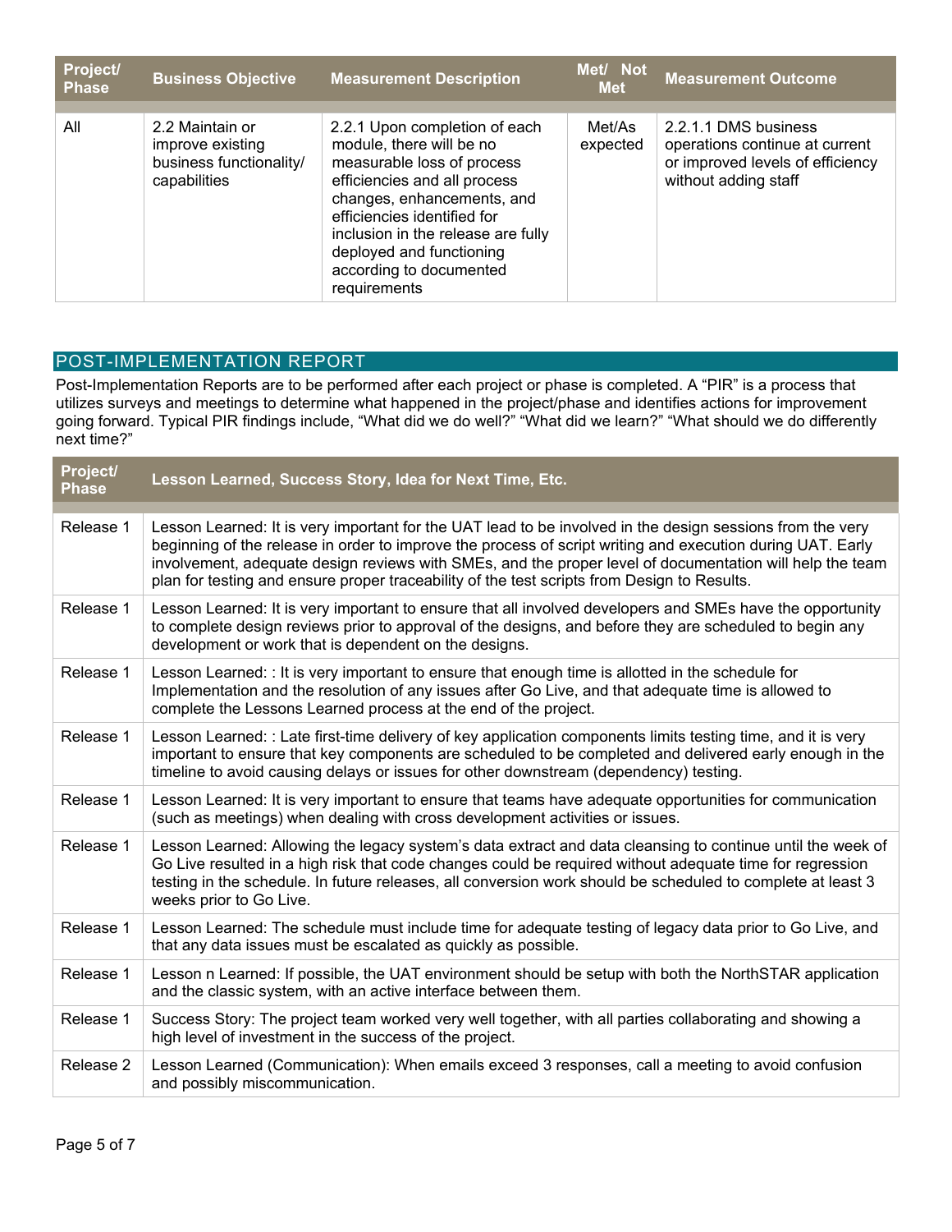| Project/ Phase | Business Objective | Measurement Description | Met/ Not Met | Measurement Outcome |
|---|---|---|---|---|
| All | 2.2 Maintain or improve existing business functionality/ capabilities | 2.2.1 Upon completion of each module, there will be no measurable loss of process efficiencies and all process changes, enhancements, and efficiencies identified for inclusion in the release are fully deployed and functioning according to documented requirements | Met/As expected | 2.2.1.1 DMS business operations continue at current or improved levels of efficiency without adding staff |

## POST-IMPLEMENTATION REPORT

Post-Implementation Reports are to be performed after each project or phase is completed. A "PIR" is a process that utilizes surveys and meetings to determine what happened in the project/phase and identifies actions for improvement going forward. Typical PIR findings include, "What did we do well?" "What did we learn?" "What should we do differently next time?"

| Project/ Phase | Lesson Learned, Success Story, Idea for Next Time, Etc. |
|---|---|
| Release 1 | Lesson Learned: It is very important for the UAT lead to be involved in the design sessions from the very beginning of the release in order to improve the process of script writing and execution during UAT. Early involvement, adequate design reviews with SMEs, and the proper level of documentation will help the team plan for testing and ensure proper traceability of the test scripts from Design to Results. |
| Release 1 | Lesson Learned: It is very important to ensure that all involved developers and SMEs have the opportunity to complete design reviews prior to approval of the designs, and before they are scheduled to begin any development or work that is dependent on the designs. |
| Release 1 | Lesson Learned: : It is very important to ensure that enough time is allotted in the schedule for Implementation and the resolution of any issues after Go Live, and that adequate time is allowed to complete the Lessons Learned process at the end of the project. |
| Release 1 | Lesson Learned: : Late first-time delivery of key application components limits testing time, and it is very important to ensure that key components are scheduled to be completed and delivered early enough in the timeline to avoid causing delays or issues for other downstream (dependency) testing. |
| Release 1 | Lesson Learned: It is very important to ensure that teams have adequate opportunities for communication (such as meetings) when dealing with cross development activities or issues. |
| Release 1 | Lesson Learned: Allowing the legacy system's data extract and data cleansing to continue until the week of Go Live resulted in a high risk that code changes could be required without adequate time for regression testing in the schedule. In future releases, all conversion work should be scheduled to complete at least 3 weeks prior to Go Live. |
| Release 1 | Lesson Learned: The schedule must include time for adequate testing of legacy data prior to Go Live, and that any data issues must be escalated as quickly as possible. |
| Release 1 | Lesson n Learned: If possible, the UAT environment should be setup with both the NorthSTAR application and the classic system, with an active interface between them. |
| Release 1 | Success Story: The project team worked very well together, with all parties collaborating and showing a high level of investment in the success of the project. |
| Release 2 | Lesson Learned (Communication): When emails exceed 3 responses, call a meeting to avoid confusion and possibly miscommunication. |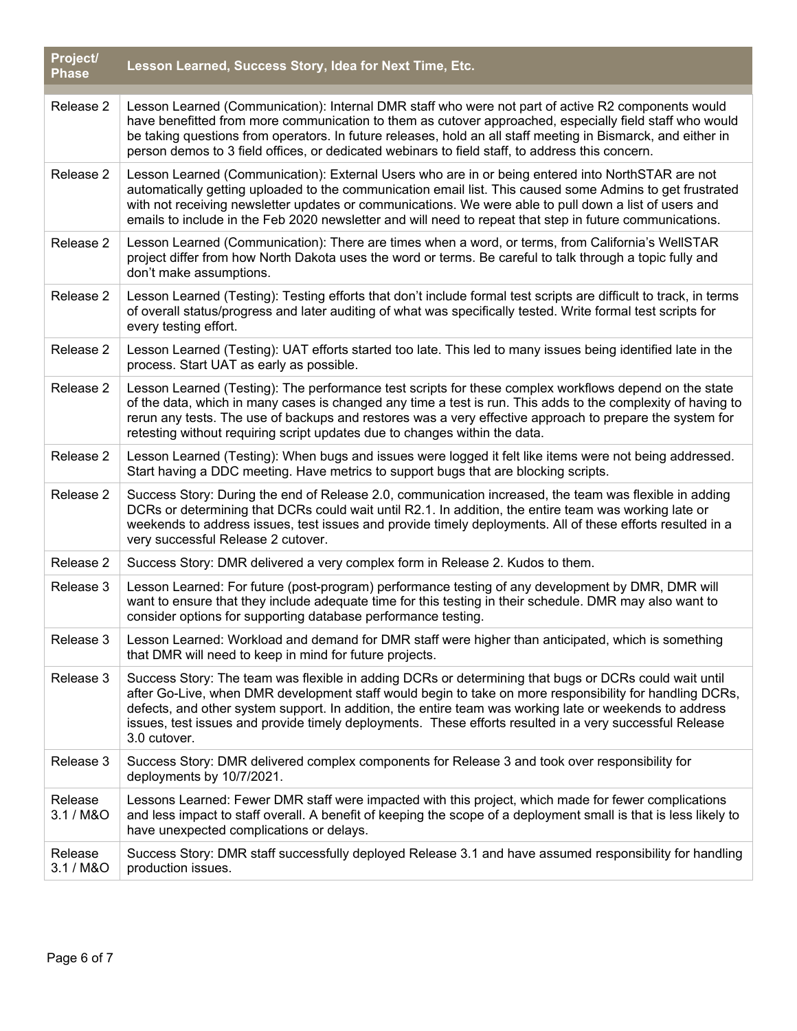| Project/ Phase | Lesson Learned, Success Story, Idea for Next Time, Etc. |
|---|---|
| Release 2 | Lesson Learned (Communication): Internal DMR staff who were not part of active R2 components would have benefitted from more communication to them as cutover approached, especially field staff who would be taking questions from operators. In future releases, hold an all staff meeting in Bismarck, and either in person demos to 3 field offices, or dedicated webinars to field staff, to address this concern. |
| Release 2 | Lesson Learned (Communication): External Users who are in or being entered into NorthSTAR are not automatically getting uploaded to the communication email list. This caused some Admins to get frustrated with not receiving newsletter updates or communications. We were able to pull down a list of users and emails to include in the Feb 2020 newsletter and will need to repeat that step in future communications. |
| Release 2 | Lesson Learned (Communication): There are times when a word, or terms, from California's WellSTAR project differ from how North Dakota uses the word or terms. Be careful to talk through a topic fully and don't make assumptions. |
| Release 2 | Lesson Learned (Testing): Testing efforts that don't include formal test scripts are difficult to track, in terms of overall status/progress and later auditing of what was specifically tested. Write formal test scripts for every testing effort. |
| Release 2 | Lesson Learned (Testing): UAT efforts started too late. This led to many issues being identified late in the process. Start UAT as early as possible. |
| Release 2 | Lesson Learned (Testing): The performance test scripts for these complex workflows depend on the state of the data, which in many cases is changed any time a test is run. This adds to the complexity of having to rerun any tests. The use of backups and restores was a very effective approach to prepare the system for retesting without requiring script updates due to changes within the data. |
| Release 2 | Lesson Learned (Testing): When bugs and issues were logged it felt like items were not being addressed. Start having a DDC meeting. Have metrics to support bugs that are blocking scripts. |
| Release 2 | Success Story: During the end of Release 2.0, communication increased, the team was flexible in adding DCRs or determining that DCRs could wait until R2.1. In addition, the entire team was working late or weekends to address issues, test issues and provide timely deployments. All of these efforts resulted in a very successful Release 2 cutover. |
| Release 2 | Success Story: DMR delivered a very complex form in Release 2. Kudos to them. |
| Release 3 | Lesson Learned: For future (post-program) performance testing of any development by DMR, DMR will want to ensure that they include adequate time for this testing in their schedule. DMR may also want to consider options for supporting database performance testing. |
| Release 3 | Lesson Learned: Workload and demand for DMR staff were higher than anticipated, which is something that DMR will need to keep in mind for future projects. |
| Release 3 | Success Story: The team was flexible in adding DCRs or determining that bugs or DCRs could wait until after Go-Live, when DMR development staff would begin to take on more responsibility for handling DCRs, defects, and other system support. In addition, the entire team was working late or weekends to address issues, test issues and provide timely deployments. These efforts resulted in a very successful Release 3.0 cutover. |
| Release 3 | Success Story: DMR delivered complex components for Release 3 and took over responsibility for deployments by 10/7/2021. |
| Release 3.1 / M&O | Lessons Learned: Fewer DMR staff were impacted with this project, which made for fewer complications and less impact to staff overall. A benefit of keeping the scope of a deployment small is that is less likely to have unexpected complications or delays. |
| Release 3.1 / M&O | Success Story: DMR staff successfully deployed Release 3.1 and have assumed responsibility for handling production issues. |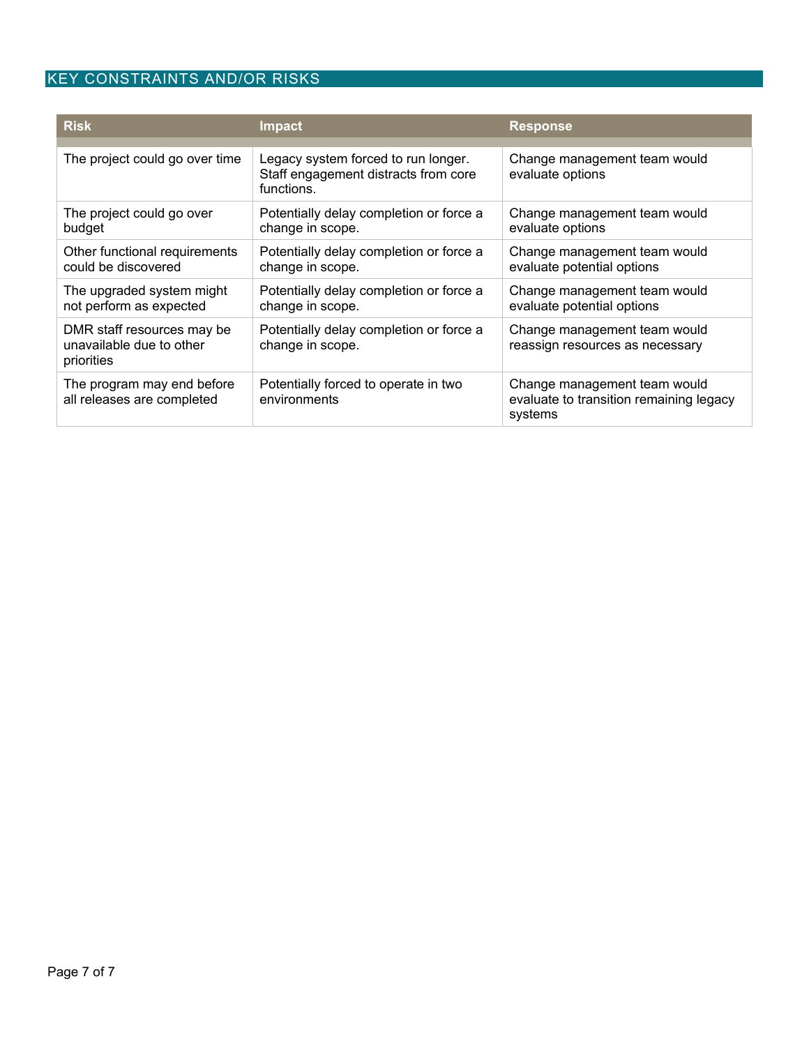## KEY CONSTRAINTS AND/OR RISKS

| Risk | Impact | Response |
| --- | --- | --- |
| The project could go over time | Legacy system forced to run longer. Staff engagement distracts from core functions. | Change management team would evaluate options |
| The project could go over budget | Potentially delay completion or force a change in scope. | Change management team would evaluate options |
| Other functional requirements could be discovered | Potentially delay completion or force a change in scope. | Change management team would evaluate potential options |
| The upgraded system might not perform as expected | Potentially delay completion or force a change in scope. | Change management team would evaluate potential options |
| DMR staff resources may be unavailable due to other priorities | Potentially delay completion or force a change in scope. | Change management team would reassign resources as necessary |
| The program may end before all releases are completed | Potentially forced to operate in two environments | Change management team would evaluate to transition remaining legacy systems |